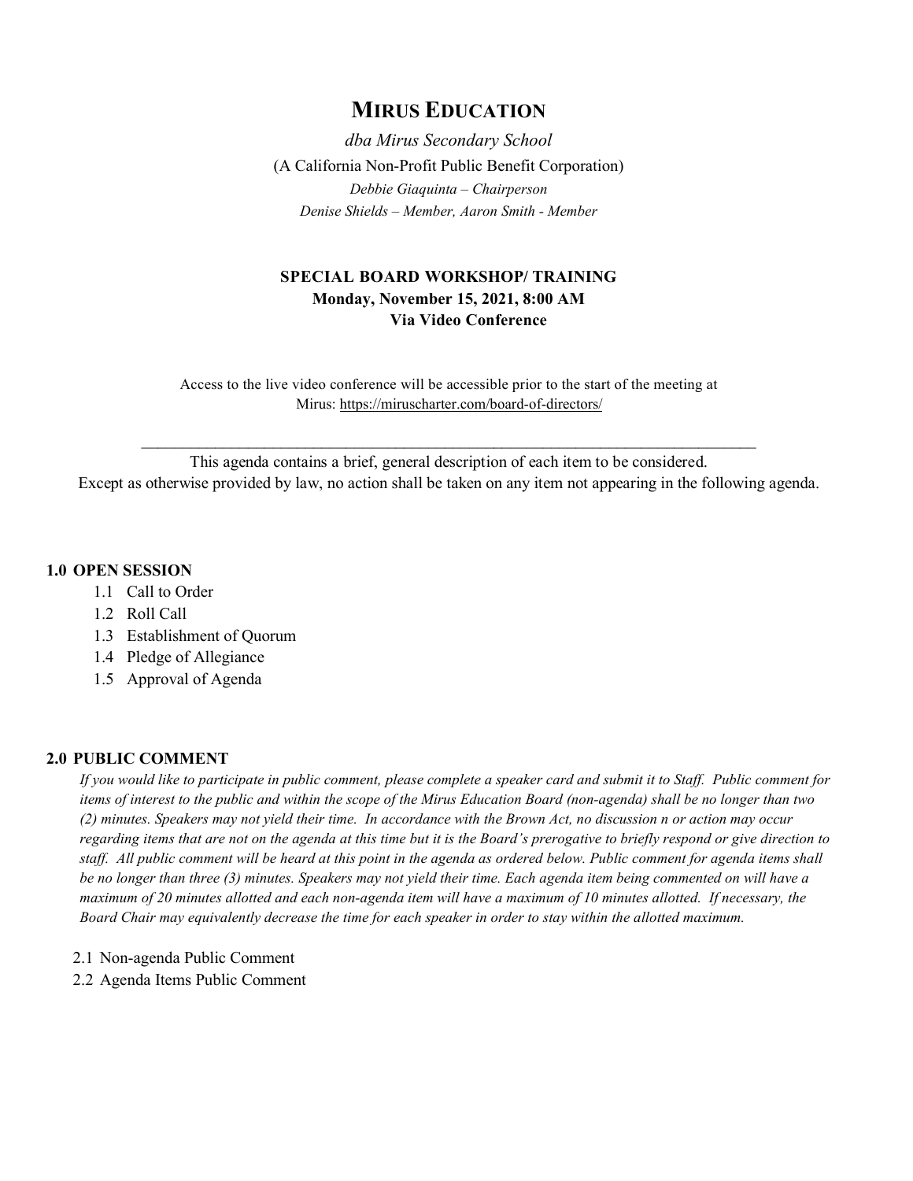# MIRUS EDUCATION

*dba Mirus Secondary School*

(A California Non-Profit Public Benefit Corporation)

*Debbie Giaquinta – Chairperson*

*Denise Shields – Member, Aaron Smith - Member*

**SPECIAL BOARD WORKSHOP/ TRAINING**
**Monday, November 15, 2021, 8:00 AM**
**Via Video Conference**

Access to the live video conference will be accessible prior to the start of the meeting at Mirus: https://miruscharter.com/board-of-directors/

---

This agenda contains a brief, general description of each item to be considered.
Except as otherwise provided by law, no action shall be taken on any item not appearing in the following agenda.

## 1.0 OPEN SESSION

1.1 Call to Order
1.2 Roll Call
1.3 Establishment of Quorum
1.4 Pledge of Allegiance
1.5 Approval of Agenda

## 2.0 PUBLIC COMMENT

*If you would like to participate in public comment, please complete a speaker card and submit it to Staff. Public comment for items of interest to the public and within the scope of the Mirus Education Board (non-agenda) shall be no longer than two (2) minutes. Speakers may not yield their time. In accordance with the Brown Act, no discussion n or action may occur regarding items that are not on the agenda at this time but it is the Board's prerogative to briefly respond or give direction to staff. All public comment will be heard at this point in the agenda as ordered below. Public comment for agenda items shall be no longer than three (3) minutes. Speakers may not yield their time. Each agenda item being commented on will have a maximum of 20 minutes allotted and each non-agenda item will have a maximum of 10 minutes allotted. If necessary, the Board Chair may equivalently decrease the time for each speaker in order to stay within the allotted maximum.*

2.1 Non-agenda Public Comment
2.2 Agenda Items Public Comment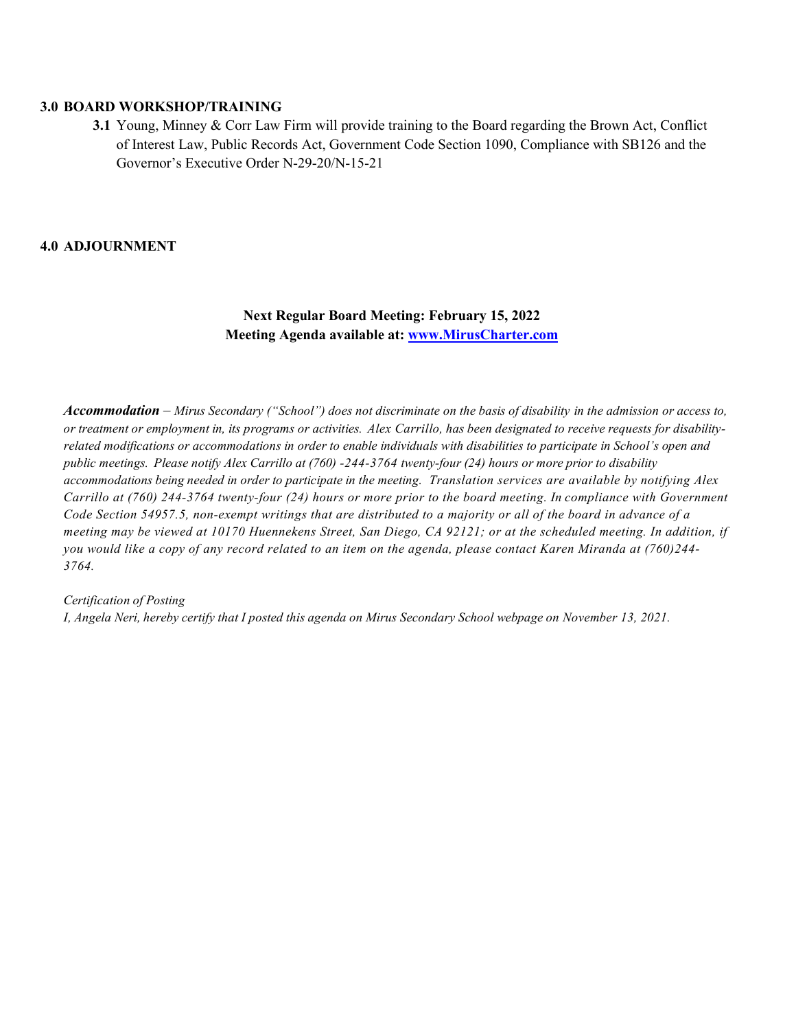**3.0 BOARD WORKSHOP/TRAINING**

**3.1** Young, Minney & Corr Law Firm will provide training to the Board regarding the Brown Act, Conflict of Interest Law, Public Records Act, Government Code Section 1090, Compliance with SB126 and the Governor's Executive Order N-29-20/N-15-21

**4.0 ADJOURNMENT**

**Next Regular Board Meeting: February 15, 2022**
**Meeting Agenda available at: [www.MirusCharter.com](http://www.MirusCharter.com)**

***Accommodation*** *– Mirus Secondary ("School") does not discriminate on the basis of disability in the admission or access to, or treatment or employment in, its programs or activities. Alex Carrillo, has been designated to receive requests for disability-related modifications or accommodations in order to enable individuals with disabilities to participate in School's open and public meetings. Please notify Alex Carrillo at (760) -244-3764 twenty-four (24) hours or more prior to disability accommodations being needed in order to participate in the meeting. Translation services are available by notifying Alex Carrillo at (760) 244-3764 twenty-four (24) hours or more prior to the board meeting. In compliance with Government Code Section 54957.5, non-exempt writings that are distributed to a majority or all of the board in advance of a meeting may be viewed at 10170 Huennekens Street, San Diego, CA 92121; or at the scheduled meeting. In addition, if you would like a copy of any record related to an item on the agenda, please contact Karen Miranda at (760)244-3764.*

*Certification of Posting*
*I, Angela Neri, hereby certify that I posted this agenda on Mirus Secondary School webpage on November 13, 2021.*